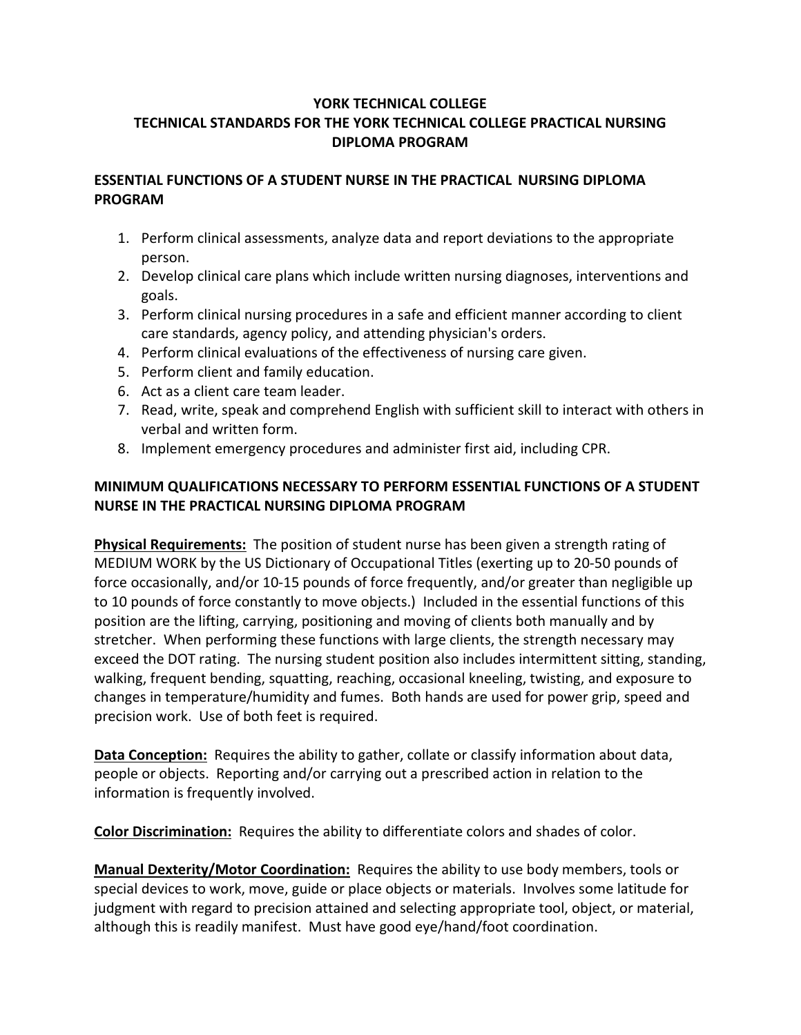# YORK TECHNICAL COLLEGE
# TECHNICAL STANDARDS FOR THE YORK TECHNICAL COLLEGE PRACTICAL NURSING DIPLOMA PROGRAM

## ESSENTIAL FUNCTIONS OF A STUDENT NURSE IN THE PRACTICAL NURSING DIPLOMA PROGRAM

1. Perform clinical assessments, analyze data and report deviations to the appropriate person.
2. Develop clinical care plans which include written nursing diagnoses, interventions and goals.
3. Perform clinical nursing procedures in a safe and efficient manner according to client care standards, agency policy, and attending physician's orders.
4. Perform clinical evaluations of the effectiveness of nursing care given.
5. Perform client and family education.
6. Act as a client care team leader.
7. Read, write, speak and comprehend English with sufficient skill to interact with others in verbal and written form.
8. Implement emergency procedures and administer first aid, including CPR.

## MINIMUM QUALIFICATIONS NECESSARY TO PERFORM ESSENTIAL FUNCTIONS OF A STUDENT NURSE IN THE PRACTICAL NURSING DIPLOMA PROGRAM

**Physical Requirements:** The position of student nurse has been given a strength rating of MEDIUM WORK by the US Dictionary of Occupational Titles (exerting up to 20-50 pounds of force occasionally, and/or 10-15 pounds of force frequently, and/or greater than negligible up to 10 pounds of force constantly to move objects.) Included in the essential functions of this position are the lifting, carrying, positioning and moving of clients both manually and by stretcher. When performing these functions with large clients, the strength necessary may exceed the DOT rating. The nursing student position also includes intermittent sitting, standing, walking, frequent bending, squatting, reaching, occasional kneeling, twisting, and exposure to changes in temperature/humidity and fumes. Both hands are used for power grip, speed and precision work. Use of both feet is required.

**Data Conception:** Requires the ability to gather, collate or classify information about data, people or objects. Reporting and/or carrying out a prescribed action in relation to the information is frequently involved.

**Color Discrimination:** Requires the ability to differentiate colors and shades of color.

**Manual Dexterity/Motor Coordination:** Requires the ability to use body members, tools or special devices to work, move, guide or place objects or materials. Involves some latitude for judgment with regard to precision attained and selecting appropriate tool, object, or material, although this is readily manifest. Must have good eye/hand/foot coordination.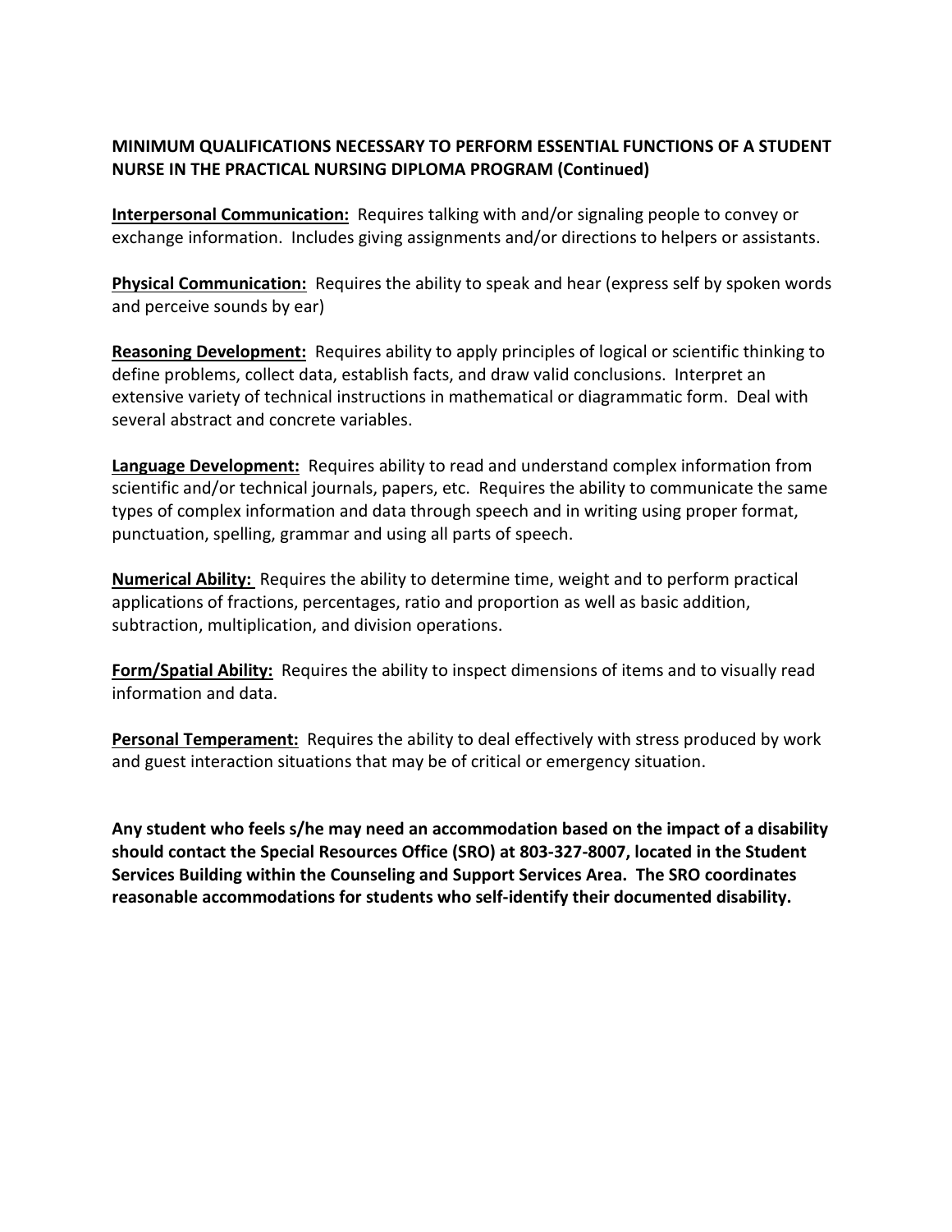**MINIMUM QUALIFICATIONS NECESSARY TO PERFORM ESSENTIAL FUNCTIONS OF A STUDENT NURSE IN THE PRACTICAL NURSING DIPLOMA PROGRAM (Continued)**

**Interpersonal Communication:** Requires talking with and/or signaling people to convey or exchange information. Includes giving assignments and/or directions to helpers or assistants.

**Physical Communication:** Requires the ability to speak and hear (express self by spoken words and perceive sounds by ear)

**Reasoning Development:** Requires ability to apply principles of logical or scientific thinking to define problems, collect data, establish facts, and draw valid conclusions. Interpret an extensive variety of technical instructions in mathematical or diagrammatic form. Deal with several abstract and concrete variables.

**Language Development:** Requires ability to read and understand complex information from scientific and/or technical journals, papers, etc. Requires the ability to communicate the same types of complex information and data through speech and in writing using proper format, punctuation, spelling, grammar and using all parts of speech.

**Numerical Ability:** Requires the ability to determine time, weight and to perform practical applications of fractions, percentages, ratio and proportion as well as basic addition, subtraction, multiplication, and division operations.

**Form/Spatial Ability:** Requires the ability to inspect dimensions of items and to visually read information and data.

**Personal Temperament:** Requires the ability to deal effectively with stress produced by work and guest interaction situations that may be of critical or emergency situation.

**Any student who feels s/he may need an accommodation based on the impact of a disability should contact the Special Resources Office (SRO) at 803-327-8007, located in the Student Services Building within the Counseling and Support Services Area. The SRO coordinates reasonable accommodations for students who self-identify their documented disability.**